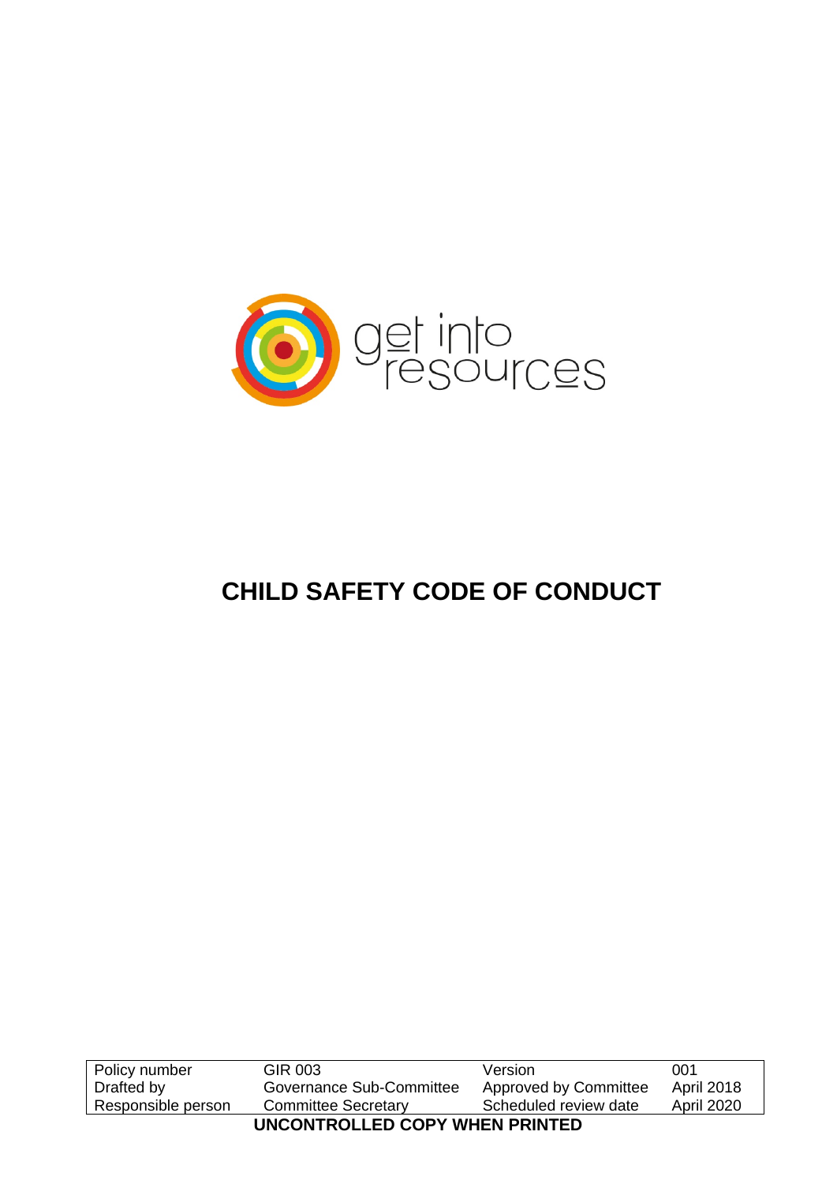get into resources

# CHILD SAFETY CODE OF CONDUCT

| Policy number | GIR 003 | Version | 001 |
| --- | --- | --- | --- |
| Drafted by | Governance Sub-Committee | Approved by Committee | April 2018 |
| Responsible person | Committee Secretary | Scheduled review date | April 2020 |

**UNCONTROLLED COPY WHEN PRINTED**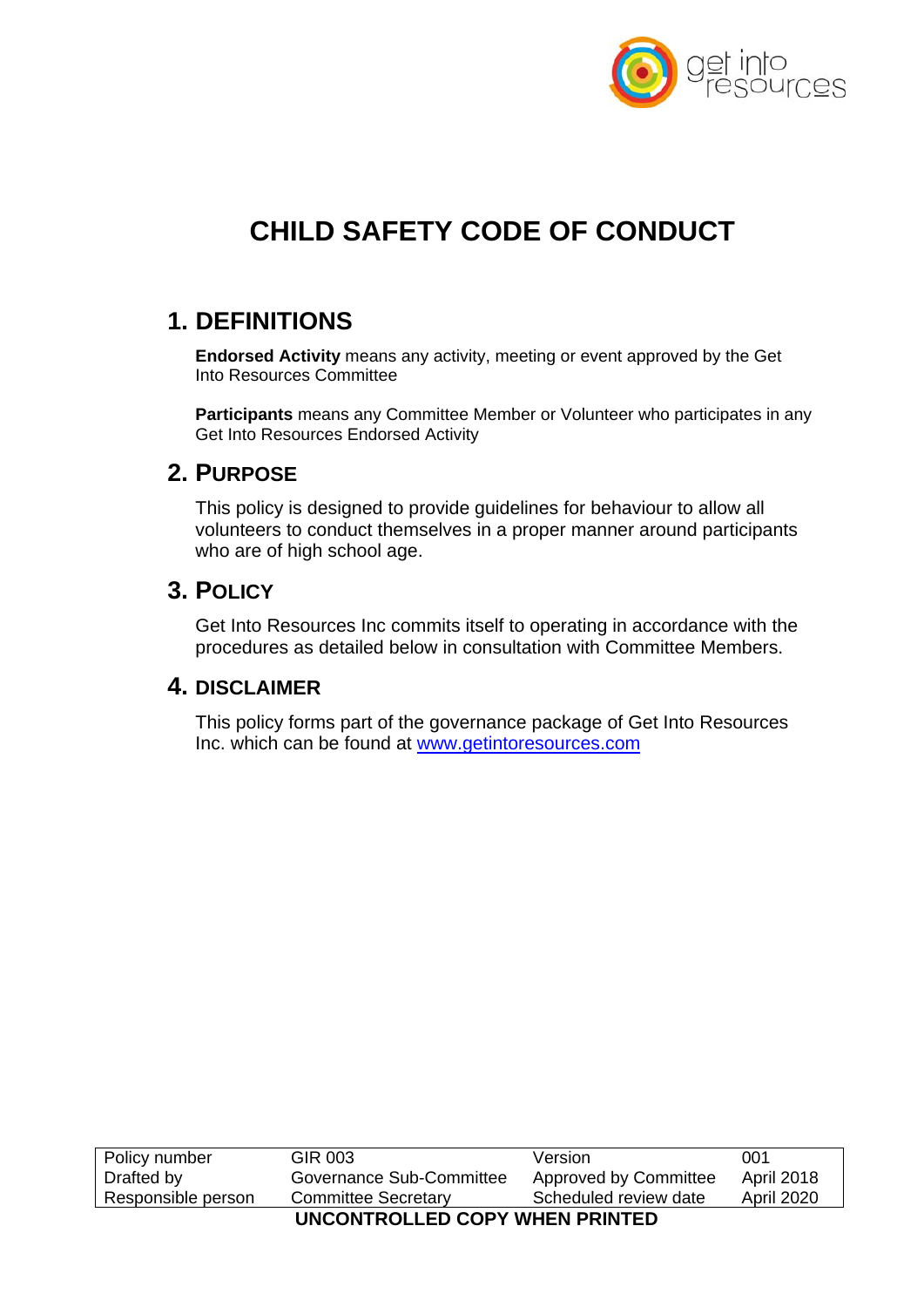# CHILD SAFETY CODE OF CONDUCT

## 1. DEFINITIONS

**Endorsed Activity** means any activity, meeting or event approved by the Get Into Resources Committee

**Participants** means any Committee Member or Volunteer who participates in any Get Into Resources Endorsed Activity

## 2. PURPOSE

This policy is designed to provide guidelines for behaviour to allow all volunteers to conduct themselves in a proper manner around participants who are of high school age.

## 3. POLICY

Get Into Resources Inc commits itself to operating in accordance with the procedures as detailed below in consultation with Committee Members.

## 4. DISCLAIMER

This policy forms part of the governance package of Get Into Resources Inc. which can be found at [www.getintoresources.com](http://www.getintoresources.com)

| Policy number | GIR 003 | Version | 001 |
| --- | --- | --- | --- |
| Drafted by | Governance Sub-Committee | Approved by Committee | April 2018 |
| Responsible person | Committee Secretary | Scheduled review date | April 2020 |

**UNCONTROLLED COPY WHEN PRINTED**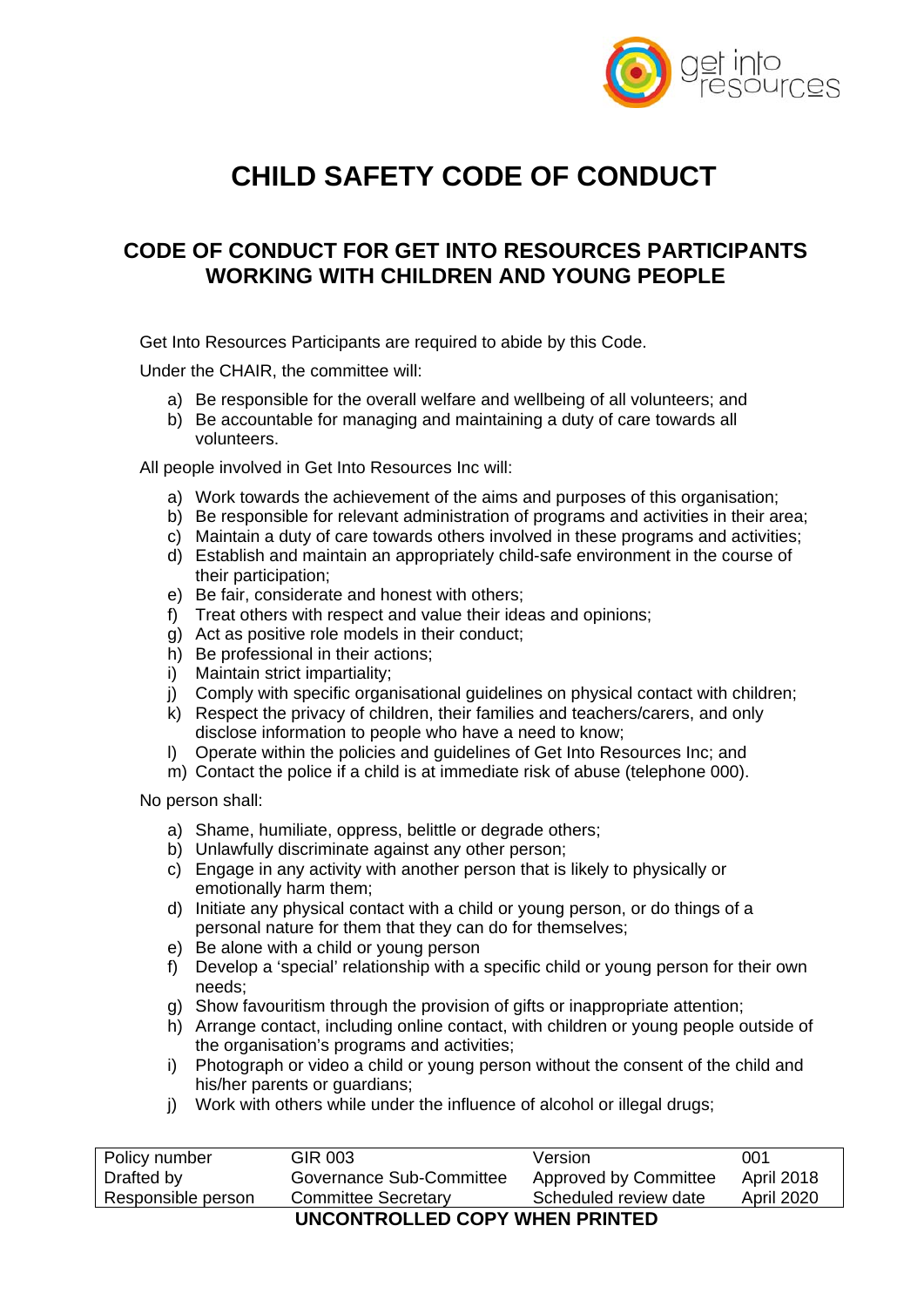# CHILD SAFETY CODE OF CONDUCT

## CODE OF CONDUCT FOR GET INTO RESOURCES PARTICIPANTS WORKING WITH CHILDREN AND YOUNG PEOPLE

Get Into Resources Participants are required to abide by this Code.

Under the CHAIR, the committee will:

a) Be responsible for the overall welfare and wellbeing of all volunteers; and
b) Be accountable for managing and maintaining a duty of care towards all volunteers.

All people involved in Get Into Resources Inc will:

a) Work towards the achievement of the aims and purposes of this organisation;
b) Be responsible for relevant administration of programs and activities in their area;
c) Maintain a duty of care towards others involved in these programs and activities;
d) Establish and maintain an appropriately child-safe environment in the course of their participation;
e) Be fair, considerate and honest with others;
f) Treat others with respect and value their ideas and opinions;
g) Act as positive role models in their conduct;
h) Be professional in their actions;
i) Maintain strict impartiality;
j) Comply with specific organisational guidelines on physical contact with children;
k) Respect the privacy of children, their families and teachers/carers, and only disclose information to people who have a need to know;
l) Operate within the policies and guidelines of Get Into Resources Inc; and
m) Contact the police if a child is at immediate risk of abuse (telephone 000).

No person shall:

a) Shame, humiliate, oppress, belittle or degrade others;
b) Unlawfully discriminate against any other person;
c) Engage in any activity with another person that is likely to physically or emotionally harm them;
d) Initiate any physical contact with a child or young person, or do things of a personal nature for them that they can do for themselves;
e) Be alone with a child or young person
f) Develop a 'special' relationship with a specific child or young person for their own needs;
g) Show favouritism through the provision of gifts or inappropriate attention;
h) Arrange contact, including online contact, with children or young people outside of the organisation's programs and activities;
i) Photograph or video a child or young person without the consent of the child and his/her parents or guardians;
j) Work with others while under the influence of alcohol or illegal drugs;

| Policy number | GIR 003 | Version | 001 |
|---|---|---|---|
| Drafted by | Governance Sub-Committee | Approved by Committee | April 2018 |
| Responsible person | Committee Secretary | Scheduled review date | April 2020 |

**UNCONTROLLED COPY WHEN PRINTED**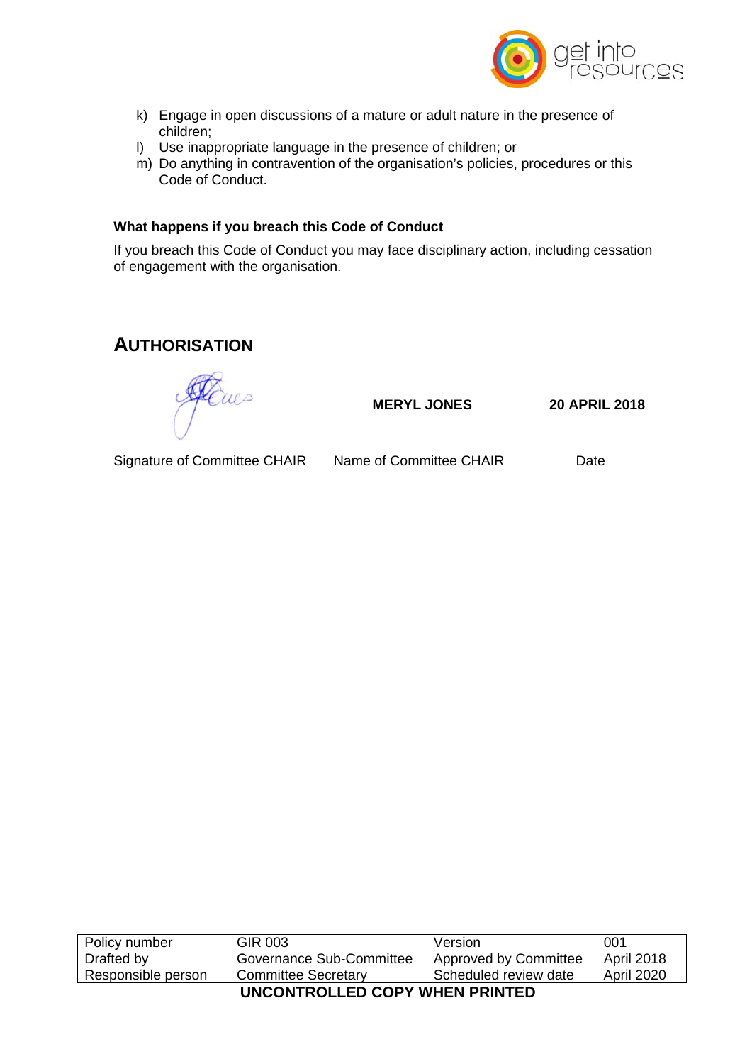k) Engage in open discussions of a mature or adult nature in the presence of children;
l) Use inappropriate language in the presence of children; or
m) Do anything in contravention of the organisation's policies, procedures or this Code of Conduct.

**What happens if you breach this Code of Conduct**

If you breach this Code of Conduct you may face disciplinary action, including cessation of engagement with the organisation.

## AUTHORISATION

| | | |
|---|---|---|
| | **MERYL JONES** | **20 APRIL 2018** |
| Signature of Committee CHAIR | Name of Committee CHAIR | Date |

| | | | |
|---|---|---|---|
| Policy number | GIR 003 | Version | 001 |
| Drafted by | Governance Sub-Committee | Approved by Committee | April 2018 |
| Responsible person | Committee Secretary | Scheduled review date | April 2020 |

**UNCONTROLLED COPY WHEN PRINTED**